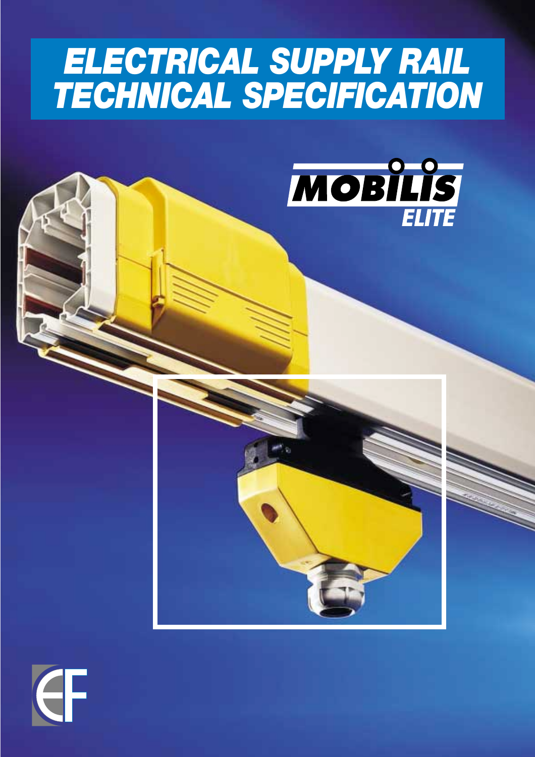# ELECTRICAL SUPPLY RAIL TECHNICAL SPECIFICATION

MOBILIS

ELITE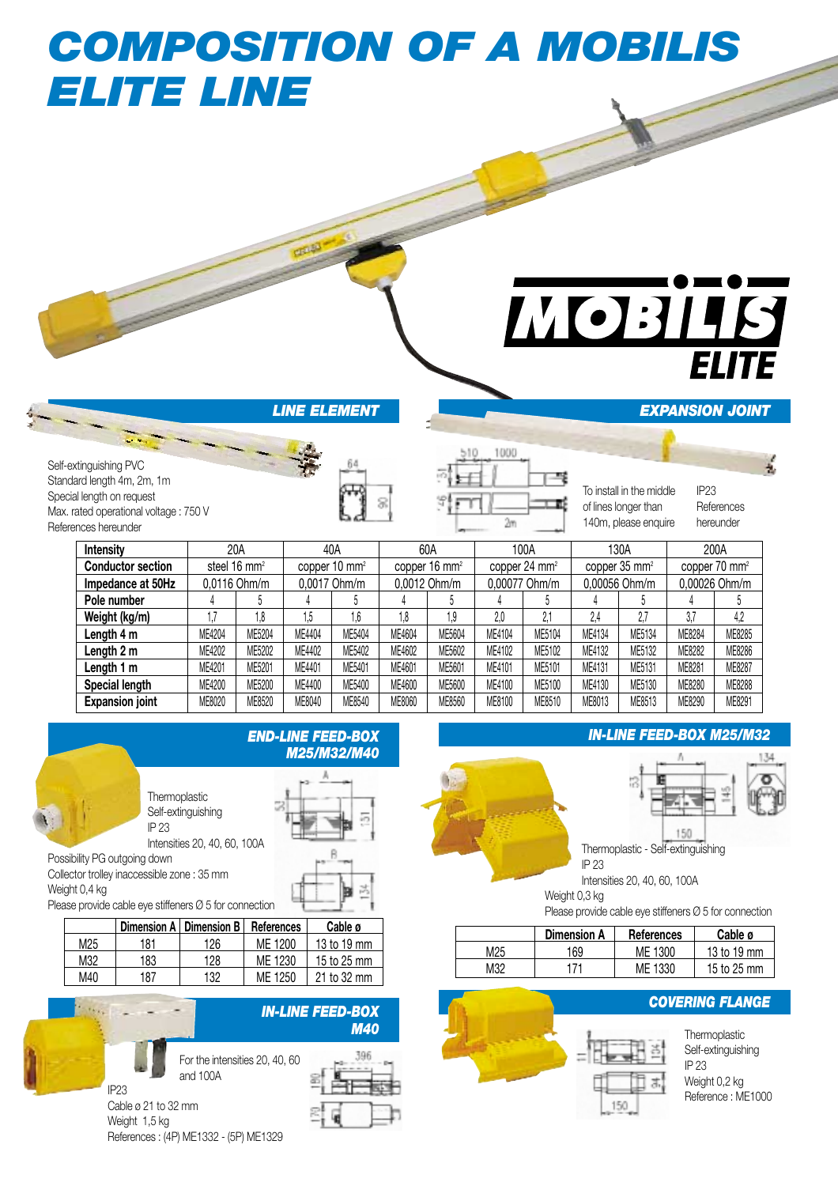# COMPOSITION OF A MOBILIS ELITE LINE

## LINE ELEMENT

Self-extinguishing PVC
Standard length 4m, 2m, 1m
Special length on request
Max. rated operational voltage : 750 V
References hereunder

## EXPANSION JOINT

To install in the middle of lines longer than 140m, please enquire

IP23
References hereunder

| Intensity | 20A | | 40A | | 60A | | 100A | | 130A | | 200A | |
|---|---|---|---|---|---|---|---|---|---|---|---|---|
| Conductor section | steel 16 mm² | | copper 10 mm² | | copper 16 mm² | | copper 24 mm² | | copper 35 mm² | | copper 70 mm² | |
| Impedance at 50Hz | 0,0116 Ohm/m | | 0,0017 Ohm/m | | 0,0012 Ohm/m | | 0,00077 Ohm/m | | 0,00056 Ohm/m | | 0,00026 Ohm/m | |
| Pole number | 4 | 5 | 4 | 5 | 4 | 5 | 4 | 5 | 4 | 5 | 4 | 5 |
| Weight (kg/m) | 1,7 | 1,8 | 1,5 | 1,6 | 1,8 | 1,9 | 2,0 | 2,1 | 2,4 | 2,7 | 3,7 | 4,2 |
| Length 4 m | ME4204 | ME5204 | ME4404 | ME5404 | ME4604 | ME5604 | ME4104 | ME5104 | ME4134 | ME5134 | ME8284 | ME8285 |
| Length 2 m | ME4202 | ME5202 | ME4402 | ME5402 | ME4602 | ME5602 | ME4102 | ME5102 | ME4132 | ME5132 | ME8282 | ME8286 |
| Length 1 m | ME4201 | ME5201 | ME4401 | ME5401 | ME4601 | ME5601 | ME4101 | ME5101 | ME4131 | ME5131 | ME8281 | ME8287 |
| Special length | ME4200 | ME5200 | ME4400 | ME5400 | ME4600 | ME5600 | ME4100 | ME5100 | ME4130 | ME5130 | ME8280 | ME8288 |
| Expansion joint | ME8020 | ME8520 | ME8040 | ME8540 | ME8060 | ME8560 | ME8100 | ME8510 | ME8013 | ME8513 | ME8290 | ME8291 |

## END-LINE FEED-BOX M25/M32/M40

Thermoplastic
Self-extinguishing
IP 23
Intensities 20, 40, 60, 100A
Possibility PG outgoing down
Collector trolley inaccessible zone : 35 mm
Weight 0,4 kg
Please provide cable eye stiffeners Ø 5 for connection

| | Dimension A | Dimension B | References | Cable ø |
|---|---|---|---|---|
| M25 | 181 | 126 | ME 1200 | 13 to 19 mm |
| M32 | 183 | 128 | ME 1230 | 15 to 25 mm |
| M40 | 187 | 132 | ME 1250 | 21 to 32 mm |

## IN-LINE FEED-BOX M25/M32

Thermoplastic - Self-extinguishing
IP 23
Intensities 20, 40, 60, 100A
Weight 0,3 kg
Please provide cable eye stiffeners Ø 5 for connection

| | Dimension A | References | Cable ø |
|---|---|---|---|
| M25 | 169 | ME 1300 | 13 to 19 mm |
| M32 | 171 | ME 1330 | 15 to 25 mm |

## IN-LINE FEED-BOX M40

For the intensities 20, 40, 60 and 100A
IP23
Cable ø 21 to 32 mm
Weight 1,5 kg
References : (4P) ME1332 - (5P) ME1329

## COVERING FLANGE

Thermoplastic
Self-extinguishing
IP 23
Weight 0,2 kg
Reference : ME1000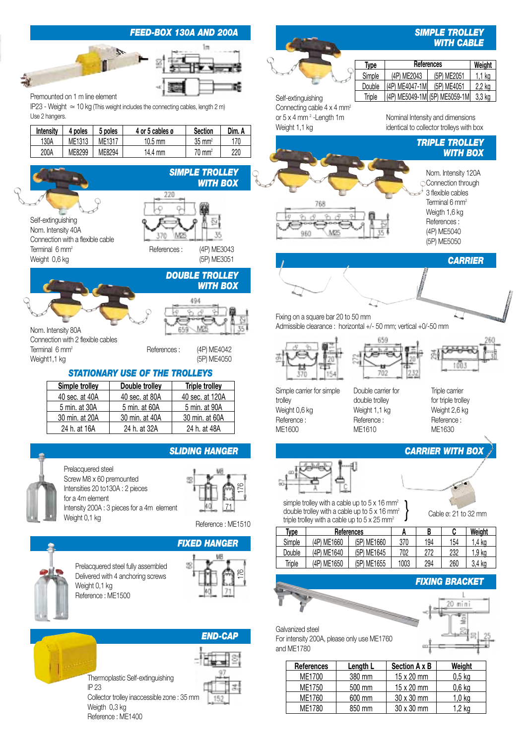## FEED-BOX 130A AND 200A

Premounted on 1 m line element

IP23 - Weight ≃ 10 kg (This weight includes the connecting cables, length 2 m)

Use 2 hangers.

| Intensity | 4 poles | 5 poles | 4 or 5 cables ø | Section | Dim. A |
|---|---|---|---|---|---|
| 130A | ME1313 | ME1317 | 10.5 mm | 35 mm² | 170 |
| 200A | ME8299 | ME8294 | 14.4 mm | 70 mm² | 220 |

## SIMPLE TROLLEY WITH BOX

Self-extinguishing

Nom. Intensity 40A

Connection with a flexible cable

Terminal 6 mm²

Weight 0,6 kg

References : (4P) ME3043
(5P) ME3051

## DOUBLE TROLLEY WITH BOX

Nom. Intensity 80A

Connection with 2 flexible cables

Terminal 6 mm²

Weight1,1 kg

References : (4P) ME4042
(5P) ME4050

## STATIONARY USE OF THE TROLLEYS

| Simple trolley | Double trolley | Triple trolley |
|---|---|---|
| 40 sec. at 40A | 40 sec. at 80A | 40 sec. at 120A |
| 5 min. at 30A | 5 min. at 60A | 5 min. at 90A |
| 30 min. at 20A | 30 min. at 40A | 30 min. at 60A |
| 24 h. at 16A | 24 h. at 32A | 24 h. at 48A |

## SLIDING HANGER

Prelacquered steel

Screw M8 x 60 premounted

Intensities 20 to130A : 2 pieces for a 4m element

Intensity 200A : 3 pieces for a 4m element

Weight 0,1 kg

Reference : ME1510

## FIXED HANGER

Prelacquered steel fully assembled

Delivered with 4 anchoring screws

Weight 0,1 kg

Reference : ME1500

## END-CAP

Thermoplastic Self-extinguishing

IP 23

Collector trolley inaccessible zone : 35 mm

Weigth 0,3 kg

Reference : ME1400

## SIMPLE TROLLEY WITH CABLE

| Type | References | | Weight |
|---|---|---|---|
| Simple | (4P) ME2043 | (5P) ME2051 | 1,1 kg |
| Double | (4P) ME4047-1M | (5P) ME4051 | 2,2 kg |
| Triple | (4P) ME5049-1M | (5P) ME5059-1M | 3,3 kg |

Self-extinguishing

Connecting cable 4 x 4 mm² or 5 x 4 mm² -Length 1m

Weigth 1,1 kg

Nominal Intensity and dimensions identical to collector trolleys with box

## TRIPLE TROLLEY WITH BOX

Nom. Intensity 120A

Connection through 3 flexible cables

Terminal 6 mm²

Weigth 1,6 kg

References :

(4P) ME5040

(5P) ME5050

## CARRIER

Fixing on a square bar 20 to 50 mm

Admissible clearance : horizontal +/- 50 mm; vertical +0/-50 mm

Simple carrier for simple trolley
Weight 0,6 kg
Reference :
ME1600

Double carrier for double trolley
Weight 1,1 kg
Reference :
ME1610

Triple carrier for triple trolley
Weight 2,6 kg
Reference :
ME1630

## CARRIER WITH BOX

simple trolley with a cable up to 5 x 16 mm²
double trolley with a cable up to 5 x 16 mm²
triple trolley with a cable up to 5 x 25 mm²

Cable ø: 21 to 32 mm

| Type | References | | A | B | C | Weight |
|---|---|---|---|---|---|---|
| Simple | (4P) ME1660 | (5P) ME1660 | 370 | 194 | 154 | 1,4 kg |
| Double | (4P) ME1640 | (5P) ME1645 | 702 | 272 | 232 | 1,9 kg |
| Triple | (4P) ME1650 | (5P) ME1655 | 1003 | 294 | 260 | 3,4 kg |

## FIXING BRACKET

Galvanized steel

For intensity 200A, please only use ME1760 and ME1780

| References | Length L | Section A x B | Weight |
|---|---|---|---|
| ME1700 | 380 mm | 15 x 20 mm | 0,5 kg |
| ME1750 | 500 mm | 15 x 20 mm | 0,6 kg |
| ME1760 | 600 mm | 30 x 30 mm | 1,0 kg |
| ME1780 | 850 mm | 30 x 30 mm | 1,2 kg |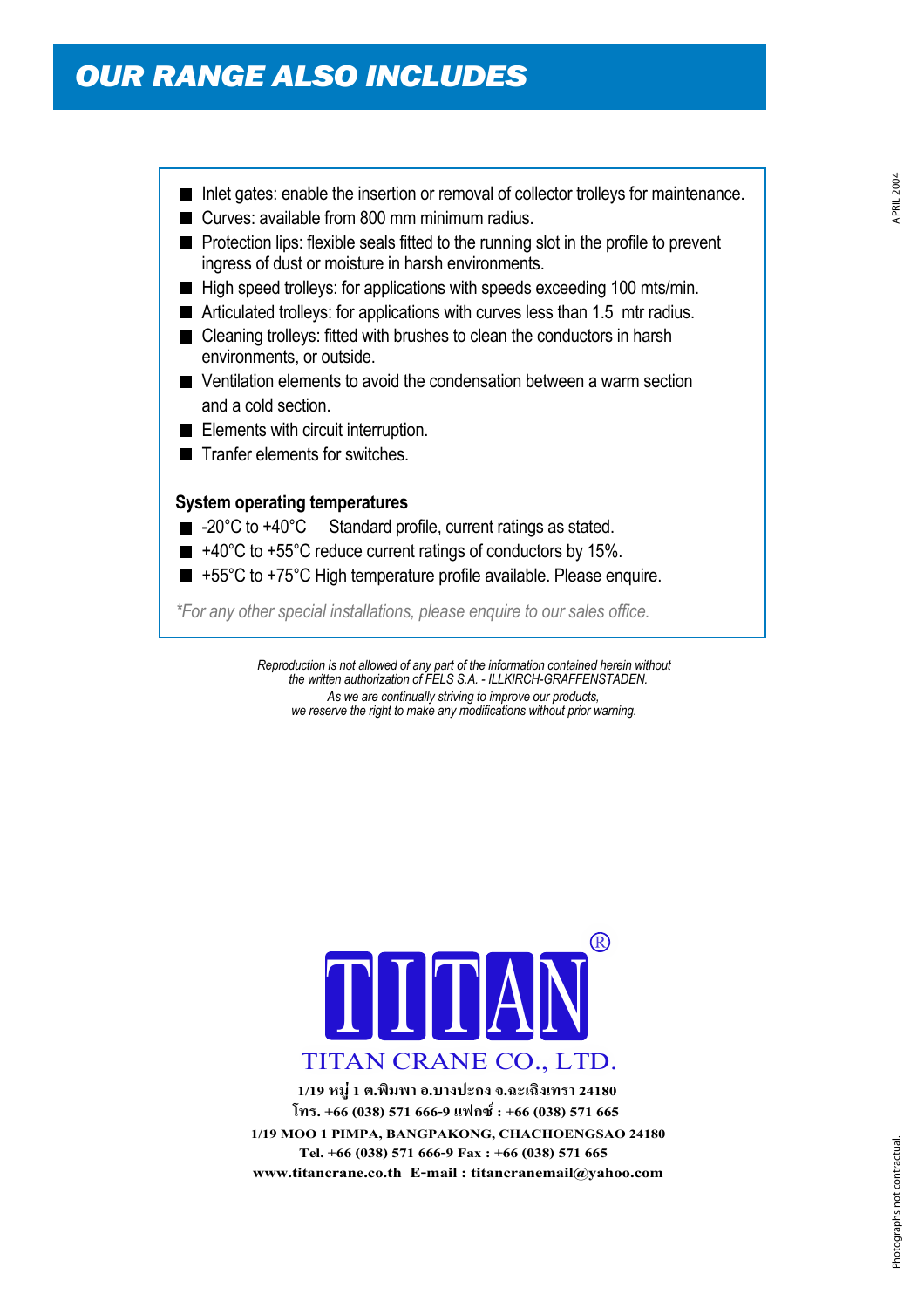# OUR RANGE ALSO INCLUDES

- Inlet gates: enable the insertion or removal of collector trolleys for maintenance.
- Curves: available from 800 mm minimum radius.
- Protection lips: flexible seals fitted to the running slot in the profile to prevent ingress of dust or moisture in harsh environments.
- High speed trolleys: for applications with speeds exceeding 100 mts/min.
- Articulated trolleys: for applications with curves less than 1.5 mtr radius.
- Cleaning trolleys: fitted with brushes to clean the conductors in harsh environments, or outside.
- Ventilation elements to avoid the condensation between a warm section and a cold section.
- Elements with circuit interruption.
- Tranfer elements for switches.

**System operating temperatures**

- -20°C to +40°C Standard profile, current ratings as stated.
- +40°C to +55°C reduce current ratings of conductors by 15%.
- +55°C to +75°C High temperature profile available. Please enquire.

*\*For any other special installations, please enquire to our sales office.*

*Reproduction is not allowed of any part of the information contained herein without the written authorization of FELS S.A. - ILLKIRCH-GRAFFENSTADEN.*
*As we are continually striving to improve our products, we reserve the right to make any modifications without prior warning.*

TITAN®

TITAN CRANE CO., LTD.

1/19 หมู่ 1 ต.พิมพา อ.บางปะกง จ.ฉะเชิงเทรา 24180
โทร. +66 (038) 571 666-9 แฟกซ์ : +66 (038) 571 665
1/19 MOO 1 PIMPA, BANGPAKONG, CHACHOENGSAO 24180
Tel. +66 (038) 571 666-9 Fax : +66 (038) 571 665
www.titancrane.co.th E-mail : titancranemail@yahoo.com

APRIL 2004

Photographs not contractual.